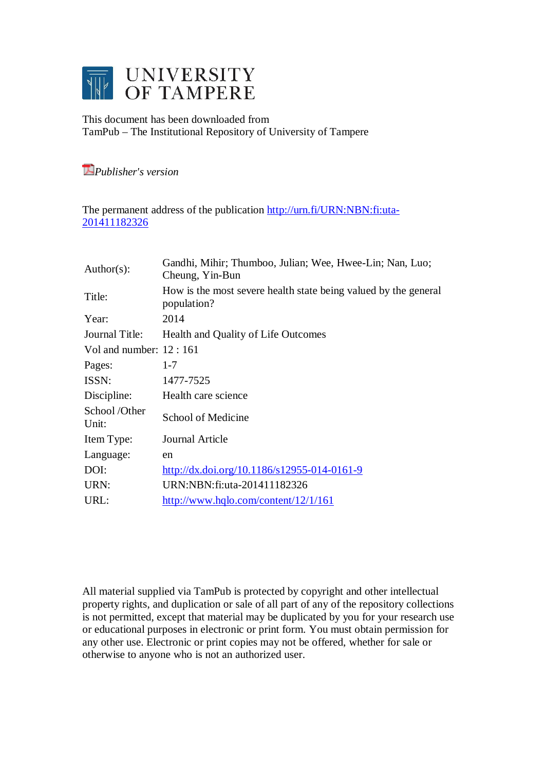# UNIVERSITY OF TAMPERE

This document has been downloaded from
TamPub – The Institutional Repository of University of Tampere

*Publisher's version*

The permanent address of the publication http://urn.fi/URN:NBN:fi:uta-201411182326

| | |
|---|---|
| Author(s): | Gandhi, Mihir; Thumboo, Julian; Wee, Hwee-Lin; Nan, Luo; Cheung, Yin-Bun |
| Title: | How is the most severe health state being valued by the general population? |
| Year: | 2014 |
| Journal Title: | Health and Quality of Life Outcomes |
| Vol and number: | 12 : 161 |
| Pages: | 1-7 |
| ISSN: | 1477-7525 |
| Discipline: | Health care science |
| School /Other Unit: | School of Medicine |
| Item Type: | Journal Article |
| Language: | en |
| DOI: | http://dx.doi.org/10.1186/s12955-014-0161-9 |
| URN: | URN:NBN:fi:uta-201411182326 |
| URL: | http://www.hqlo.com/content/12/1/161 |

All material supplied via TamPub is protected by copyright and other intellectual property rights, and duplication or sale of all part of any of the repository collections is not permitted, except that material may be duplicated by you for your research use or educational purposes in electronic or print form. You must obtain permission for any other use. Electronic or print copies may not be offered, whether for sale or otherwise to anyone who is not an authorized user.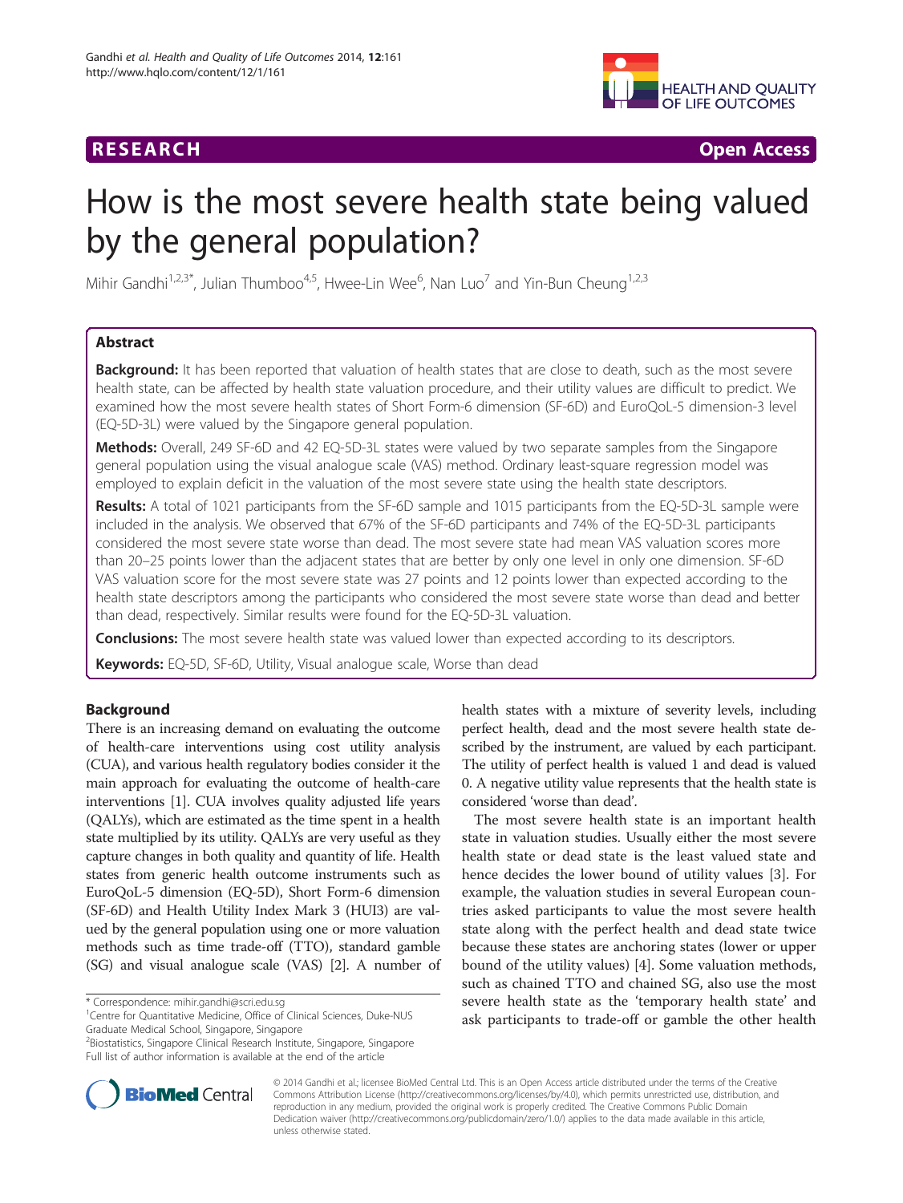# How is the most severe health state being valued by the general population?

Mihir Gandhi[1,2,3*], Julian Thumboo[4,5], Hwee-Lin Wee[6], Nan Luo[7] and Yin-Bun Cheung[1,2,3]

## Abstract

**Background:** It has been reported that valuation of health states that are close to death, such as the most severe health state, can be affected by health state valuation procedure, and their utility values are difficult to predict. We examined how the most severe health states of Short Form-6 dimension (SF-6D) and EuroQoL-5 dimension-3 level (EQ-5D-3L) were valued by the Singapore general population.

**Methods:** Overall, 249 SF-6D and 42 EQ-5D-3L states were valued by two separate samples from the Singapore general population using the visual analogue scale (VAS) method. Ordinary least-square regression model was employed to explain deficit in the valuation of the most severe state using the health state descriptors.

**Results:** A total of 1021 participants from the SF-6D sample and 1015 participants from the EQ-5D-3L sample were included in the analysis. We observed that 67% of the SF-6D participants and 74% of the EQ-5D-3L participants considered the most severe state worse than dead. The most severe state had mean VAS valuation scores more than 20–25 points lower than the adjacent states that are better by only one level in only one dimension. SF-6D VAS valuation score for the most severe state was 27 points and 12 points lower than expected according to the health state descriptors among the participants who considered the most severe state worse than dead and better than dead, respectively. Similar results were found for the EQ-5D-3L valuation.

**Conclusions:** The most severe health state was valued lower than expected according to its descriptors.

**Keywords:** EQ-5D, SF-6D, Utility, Visual analogue scale, Worse than dead

## Background

There is an increasing demand on evaluating the outcome of health-care interventions using cost utility analysis (CUA), and various health regulatory bodies consider it the main approach for evaluating the outcome of health-care interventions [1]. CUA involves quality adjusted life years (QALYs), which are estimated as the time spent in a health state multiplied by its utility. QALYs are very useful as they capture changes in both quality and quantity of life. Health states from generic health outcome instruments such as EuroQoL-5 dimension (EQ-5D), Short Form-6 dimension (SF-6D) and Health Utility Index Mark 3 (HUI3) are valued by the general population using one or more valuation methods such as time trade-off (TTO), standard gamble (SG) and visual analogue scale (VAS) [2]. A number of health states with a mixture of severity levels, including perfect health, dead and the most severe health state described by the instrument, are valued by each participant. The utility of perfect health is valued 1 and dead is valued 0. A negative utility value represents that the health state is considered 'worse than dead'.

The most severe health state is an important health state in valuation studies. Usually either the most severe health state or dead state is the least valued state and hence decides the lower bound of utility values [3]. For example, the valuation studies in several European countries asked participants to value the most severe health state along with the perfect health and dead state twice because these states are anchoring states (lower or upper bound of the utility values) [4]. Some valuation methods, such as chained TTO and chained SG, also use the most severe health state as the 'temporary health state' and ask participants to trade-off or gamble the other health

\* Correspondence: mihir.gandhi@scri.edu.sg
[1]Centre for Quantitative Medicine, Office of Clinical Sciences, Duke-NUS Graduate Medical School, Singapore, Singapore
[2]Biostatistics, Singapore Clinical Research Institute, Singapore, Singapore
Full list of author information is available at the end of the article

© 2014 Gandhi et al.; licensee BioMed Central Ltd. This is an Open Access article distributed under the terms of the Creative Commons Attribution License (http://creativecommons.org/licenses/by/4.0), which permits unrestricted use, distribution, and reproduction in any medium, provided the original work is properly credited. The Creative Commons Public Domain Dedication waiver (http://creativecommons.org/publicdomain/zero/1.0/) applies to the data made available in this article, unless otherwise stated.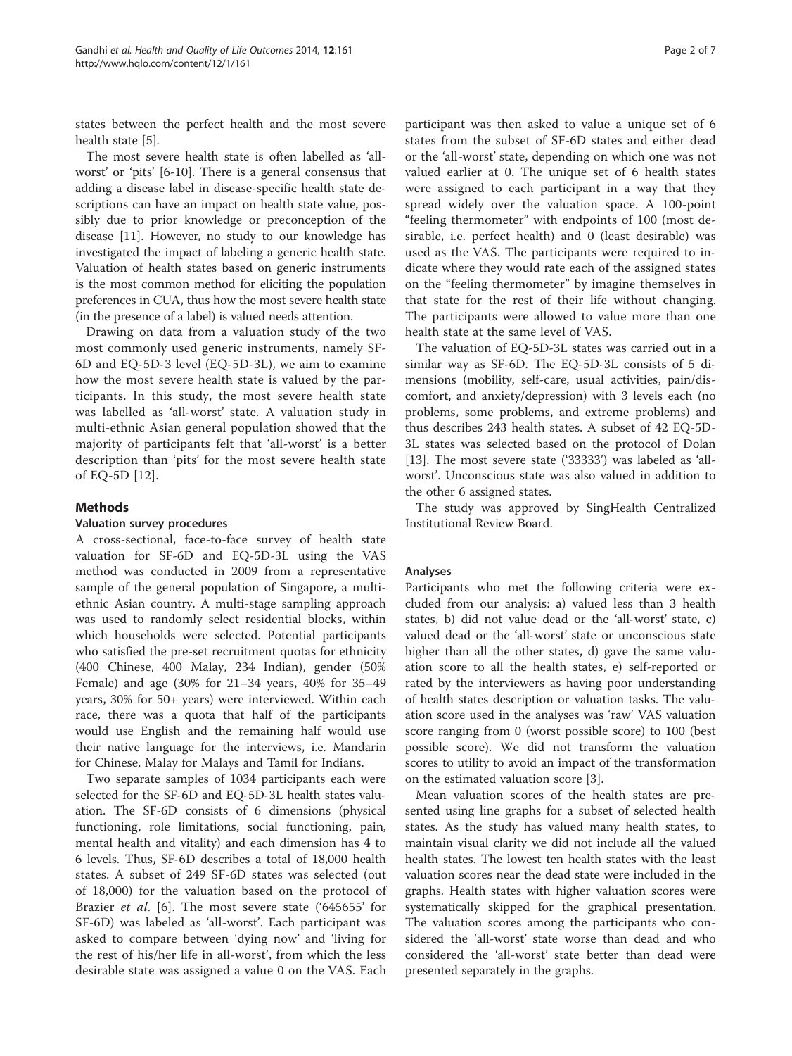states between the perfect health and the most severe health state [5].

The most severe health state is often labelled as 'all-worst' or 'pits' [6-10]. There is a general consensus that adding a disease label in disease-specific health state descriptions can have an impact on health state value, possibly due to prior knowledge or preconception of the disease [11]. However, no study to our knowledge has investigated the impact of labeling a generic health state. Valuation of health states based on generic instruments is the most common method for eliciting the population preferences in CUA, thus how the most severe health state (in the presence of a label) is valued needs attention.

Drawing on data from a valuation study of the two most commonly used generic instruments, namely SF-6D and EQ-5D-3 level (EQ-5D-3L), we aim to examine how the most severe health state is valued by the participants. In this study, the most severe health state was labelled as 'all-worst' state. A valuation study in multi-ethnic Asian general population showed that the majority of participants felt that 'all-worst' is a better description than 'pits' for the most severe health state of EQ-5D [12].

## Methods

### Valuation survey procedures

A cross-sectional, face-to-face survey of health state valuation for SF-6D and EQ-5D-3L using the VAS method was conducted in 2009 from a representative sample of the general population of Singapore, a multi-ethnic Asian country. A multi-stage sampling approach was used to randomly select residential blocks, within which households were selected. Potential participants who satisfied the pre-set recruitment quotas for ethnicity (400 Chinese, 400 Malay, 234 Indian), gender (50% Female) and age (30% for 21–34 years, 40% for 35–49 years, 30% for 50+ years) were interviewed. Within each race, there was a quota that half of the participants would use English and the remaining half would use their native language for the interviews, i.e. Mandarin for Chinese, Malay for Malays and Tamil for Indians.

Two separate samples of 1034 participants each were selected for the SF-6D and EQ-5D-3L health states valuation. The SF-6D consists of 6 dimensions (physical functioning, role limitations, social functioning, pain, mental health and vitality) and each dimension has 4 to 6 levels. Thus, SF-6D describes a total of 18,000 health states. A subset of 249 SF-6D states was selected (out of 18,000) for the valuation based on the protocol of Brazier *et al*. [6]. The most severe state ('645655' for SF-6D) was labeled as 'all-worst'. Each participant was asked to compare between 'dying now' and 'living for the rest of his/her life in all-worst', from which the less desirable state was assigned a value 0 on the VAS. Each participant was then asked to value a unique set of 6 states from the subset of SF-6D states and either dead or the 'all-worst' state, depending on which one was not valued earlier at 0. The unique set of 6 health states were assigned to each participant in a way that they spread widely over the valuation space. A 100-point "feeling thermometer" with endpoints of 100 (most desirable, i.e. perfect health) and 0 (least desirable) was used as the VAS. The participants were required to indicate where they would rate each of the assigned states on the "feeling thermometer" by imagine themselves in that state for the rest of their life without changing. The participants were allowed to value more than one health state at the same level of VAS.

The valuation of EQ-5D-3L states was carried out in a similar way as SF-6D. The EQ-5D-3L consists of 5 dimensions (mobility, self-care, usual activities, pain/discomfort, and anxiety/depression) with 3 levels each (no problems, some problems, and extreme problems) and thus describes 243 health states. A subset of 42 EQ-5D-3L states was selected based on the protocol of Dolan [13]. The most severe state ('33333') was labeled as 'all-worst'. Unconscious state was also valued in addition to the other 6 assigned states.

The study was approved by SingHealth Centralized Institutional Review Board.

### Analyses

Participants who met the following criteria were excluded from our analysis: a) valued less than 3 health states, b) did not value dead or the 'all-worst' state, c) valued dead or the 'all-worst' state or unconscious state higher than all the other states, d) gave the same valuation score to all the health states, e) self-reported or rated by the interviewers as having poor understanding of health states description or valuation tasks. The valuation score used in the analyses was 'raw' VAS valuation score ranging from 0 (worst possible score) to 100 (best possible score). We did not transform the valuation scores to utility to avoid an impact of the transformation on the estimated valuation score [3].

Mean valuation scores of the health states are presented using line graphs for a subset of selected health states. As the study has valued many health states, to maintain visual clarity we did not include all the valued health states. The lowest ten health states with the least valuation scores near the dead state were included in the graphs. Health states with higher valuation scores were systematically skipped for the graphical presentation. The valuation scores among the participants who considered the 'all-worst' state worse than dead and who considered the 'all-worst' state better than dead were presented separately in the graphs.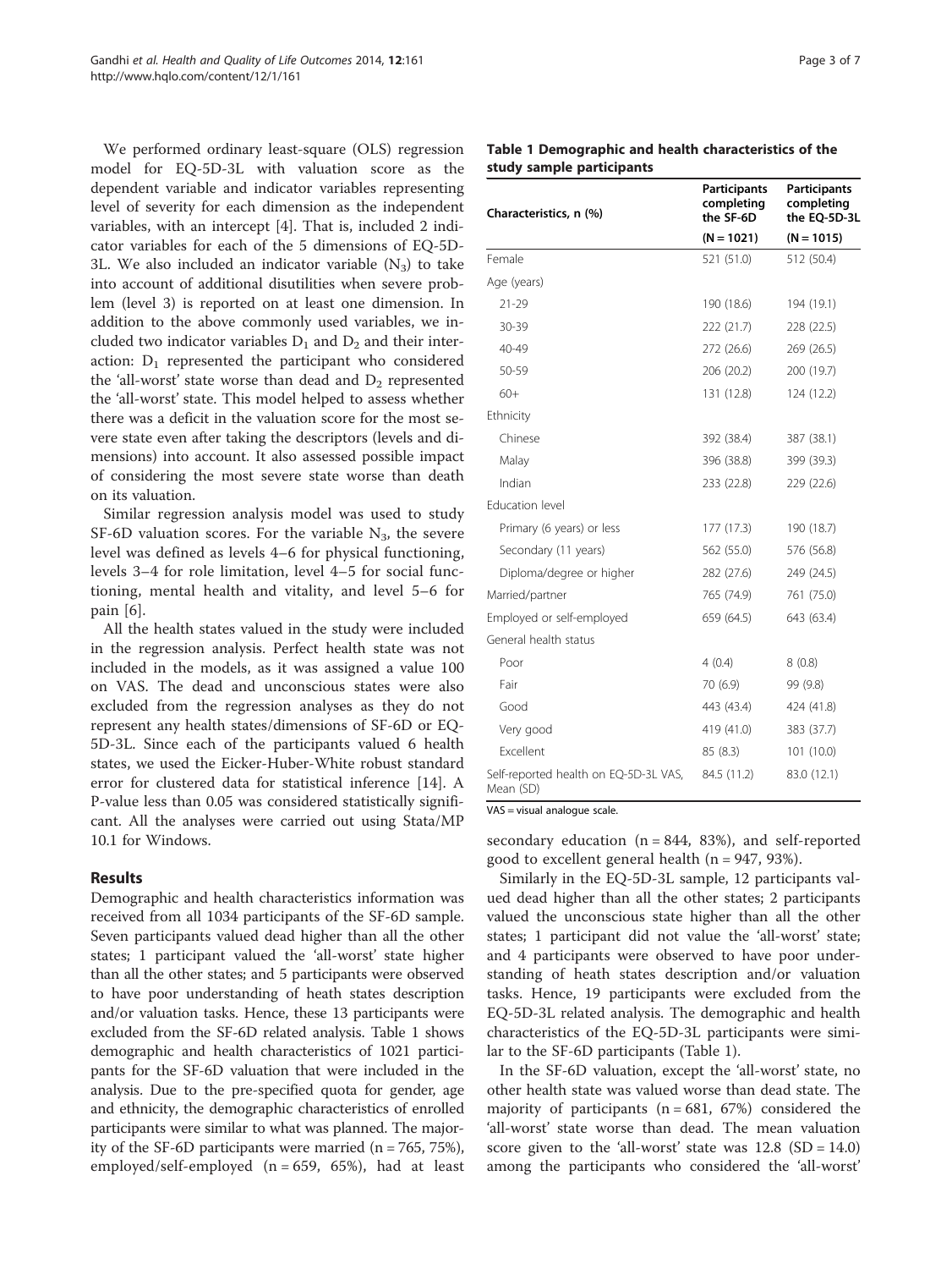We performed ordinary least-square (OLS) regression model for EQ-5D-3L with valuation score as the dependent variable and indicator variables representing level of severity for each dimension as the independent variables, with an intercept [4]. That is, included 2 indicator variables for each of the 5 dimensions of EQ-5D-3L. We also included an indicator variable ($N_3$) to take into account of additional disutilities when severe problem (level 3) is reported on at least one dimension. In addition to the above commonly used variables, we included two indicator variables $D_1$ and $D_2$ and their interaction: $D_1$ represented the participant who considered the 'all-worst' state worse than dead and $D_2$ represented the 'all-worst' state. This model helped to assess whether there was a deficit in the valuation score for the most severe state even after taking the descriptors (levels and dimensions) into account. It also assessed possible impact of considering the most severe state worse than death on its valuation.

Similar regression analysis model was used to study SF-6D valuation scores. For the variable $N_3$, the severe level was defined as levels 4–6 for physical functioning, levels 3–4 for role limitation, level 4–5 for social functioning, mental health and vitality, and level 5–6 for pain [6].

All the health states valued in the study were included in the regression analysis. Perfect health state was not included in the models, as it was assigned a value 100 on VAS. The dead and unconscious states were also excluded from the regression analyses as they do not represent any health states/dimensions of SF-6D or EQ-5D-3L. Since each of the participants valued 6 health states, we used the Eicker-Huber-White robust standard error for clustered data for statistical inference [14]. A P-value less than 0.05 was considered statistically significant. All the analyses were carried out using Stata/MP 10.1 for Windows.

## Results

Demographic and health characteristics information was received from all 1034 participants of the SF-6D sample. Seven participants valued dead higher than all the other states; 1 participant valued the 'all-worst' state higher than all the other states; and 5 participants were observed to have poor understanding of heath states description and/or valuation tasks. Hence, these 13 participants were excluded from the SF-6D related analysis. Table 1 shows demographic and health characteristics of 1021 participants for the SF-6D valuation that were included in the analysis. Due to the pre-specified quota for gender, age and ethnicity, the demographic characteristics of enrolled participants were similar to what was planned. The majority of the SF-6D participants were married (n = 765, 75%), employed/self-employed (n = 659, 65%), had at least secondary education (n = 844, 83%), and self-reported good to excellent general health (n = 947, 93%).

**Table 1 Demographic and health characteristics of the study sample participants**

| Characteristics, n (%) | Participants completing the SF-6D (N = 1021) | Participants completing the EQ-5D-3L (N = 1015) |
|---|---|---|
| Female | 521 (51.0) | 512 (50.4) |
| Age (years) | | |
| 21-29 | 190 (18.6) | 194 (19.1) |
| 30-39 | 222 (21.7) | 228 (22.5) |
| 40-49 | 272 (26.6) | 269 (26.5) |
| 50-59 | 206 (20.2) | 200 (19.7) |
| 60+ | 131 (12.8) | 124 (12.2) |
| Ethnicity | | |
| Chinese | 392 (38.4) | 387 (38.1) |
| Malay | 396 (38.8) | 399 (39.3) |
| Indian | 233 (22.8) | 229 (22.6) |
| Education level | | |
| Primary (6 years) or less | 177 (17.3) | 190 (18.7) |
| Secondary (11 years) | 562 (55.0) | 576 (56.8) |
| Diploma/degree or higher | 282 (27.6) | 249 (24.5) |
| Married/partner | 765 (74.9) | 761 (75.0) |
| Employed or self-employed | 659 (64.5) | 643 (63.4) |
| General health status | | |
| Poor | 4 (0.4) | 8 (0.8) |
| Fair | 70 (6.9) | 99 (9.8) |
| Good | 443 (43.4) | 424 (41.8) |
| Very good | 419 (41.0) | 383 (37.7) |
| Excellent | 85 (8.3) | 101 (10.0) |
| Self-reported health on EQ-5D-3L VAS, Mean (SD) | 84.5 (11.2) | 83.0 (12.1) |

VAS = visual analogue scale.

Similarly in the EQ-5D-3L sample, 12 participants valued dead higher than all the other states; 2 participants valued the unconscious state higher than all the other states; 1 participant did not value the 'all-worst' state; and 4 participants were observed to have poor understanding of heath states description and/or valuation tasks. Hence, 19 participants were excluded from the EQ-5D-3L related analysis. The demographic and health characteristics of the EQ-5D-3L participants were similar to the SF-6D participants (Table 1).

In the SF-6D valuation, except the 'all-worst' state, no other health state was valued worse than dead state. The majority of participants (n = 681, 67%) considered the 'all-worst' state worse than dead. The mean valuation score given to the 'all-worst' state was 12.8 (SD = 14.0) among the participants who considered the 'all-worst'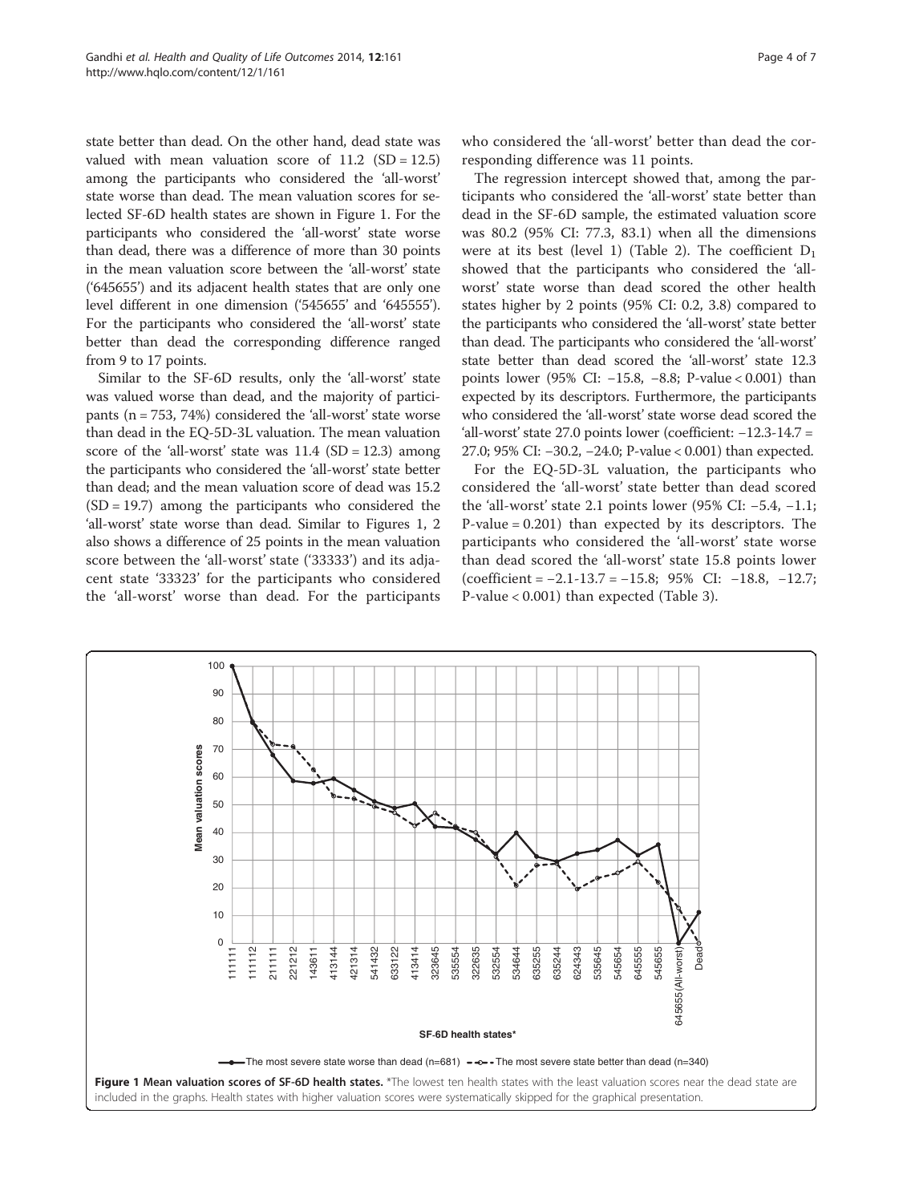state better than dead. On the other hand, dead state was valued with mean valuation score of 11.2 (SD = 12.5) among the participants who considered the 'all-worst' state worse than dead. The mean valuation scores for selected SF-6D health states are shown in Figure 1. For the participants who considered the 'all-worst' state worse than dead, there was a difference of more than 30 points in the mean valuation score between the 'all-worst' state ('645655') and its adjacent health states that are only one level different in one dimension ('545655' and '645555'). For the participants who considered the 'all-worst' state better than dead the corresponding difference ranged from 9 to 17 points.

Similar to the SF-6D results, only the 'all-worst' state was valued worse than dead, and the majority of participants (n = 753, 74%) considered the 'all-worst' state worse than dead in the EQ-5D-3L valuation. The mean valuation score of the 'all-worst' state was 11.4 (SD = 12.3) among the participants who considered the 'all-worst' state better than dead; and the mean valuation score of dead was 15.2 (SD = 19.7) among the participants who considered the 'all-worst' state worse than dead. Similar to Figures 1, 2 also shows a difference of 25 points in the mean valuation score between the 'all-worst' state ('33333') and its adjacent state '33323' for the participants who considered the 'all-worst' worse than dead. For the participants who considered the 'all-worst' better than dead the corresponding difference was 11 points.

The regression intercept showed that, among the participants who considered the 'all-worst' state better than dead in the SF-6D sample, the estimated valuation score was 80.2 (95% CI: 77.3, 83.1) when all the dimensions were at its best (level 1) (Table 2). The coefficient $D_1$ showed that the participants who considered the 'all-worst' state worse than dead scored the other health states higher by 2 points (95% CI: 0.2, 3.8) compared to the participants who considered the 'all-worst' state better than dead. The participants who considered the 'all-worst' state better than dead scored the 'all-worst' state 12.3 points lower (95% CI: −15.8, −8.8; P-value < 0.001) than expected by its descriptors. Furthermore, the participants who considered the 'all-worst' state worse dead scored the 'all-worst' state 27.0 points lower (coefficient: −12.3-14.7 = 27.0; 95% CI: −30.2, −24.0; P-value < 0.001) than expected.

For the EQ-5D-3L valuation, the participants who considered the 'all-worst' state better than dead scored the 'all-worst' state 2.1 points lower (95% CI: −5.4, −1.1; P-value = 0.201) than expected by its descriptors. The participants who considered the 'all-worst' state worse than dead scored the 'all-worst' state 15.8 points lower (coefficient = −2.1-13.7 = −15.8; 95% CI: −18.8, −12.7; P-value < 0.001) than expected (Table 3).

**Figure 1 Mean valuation scores of SF-6D health states.** *The lowest ten health states with the least valuation scores near the dead state are included in the graphs. Health states with higher valuation scores were systematically skipped for the graphical presentation.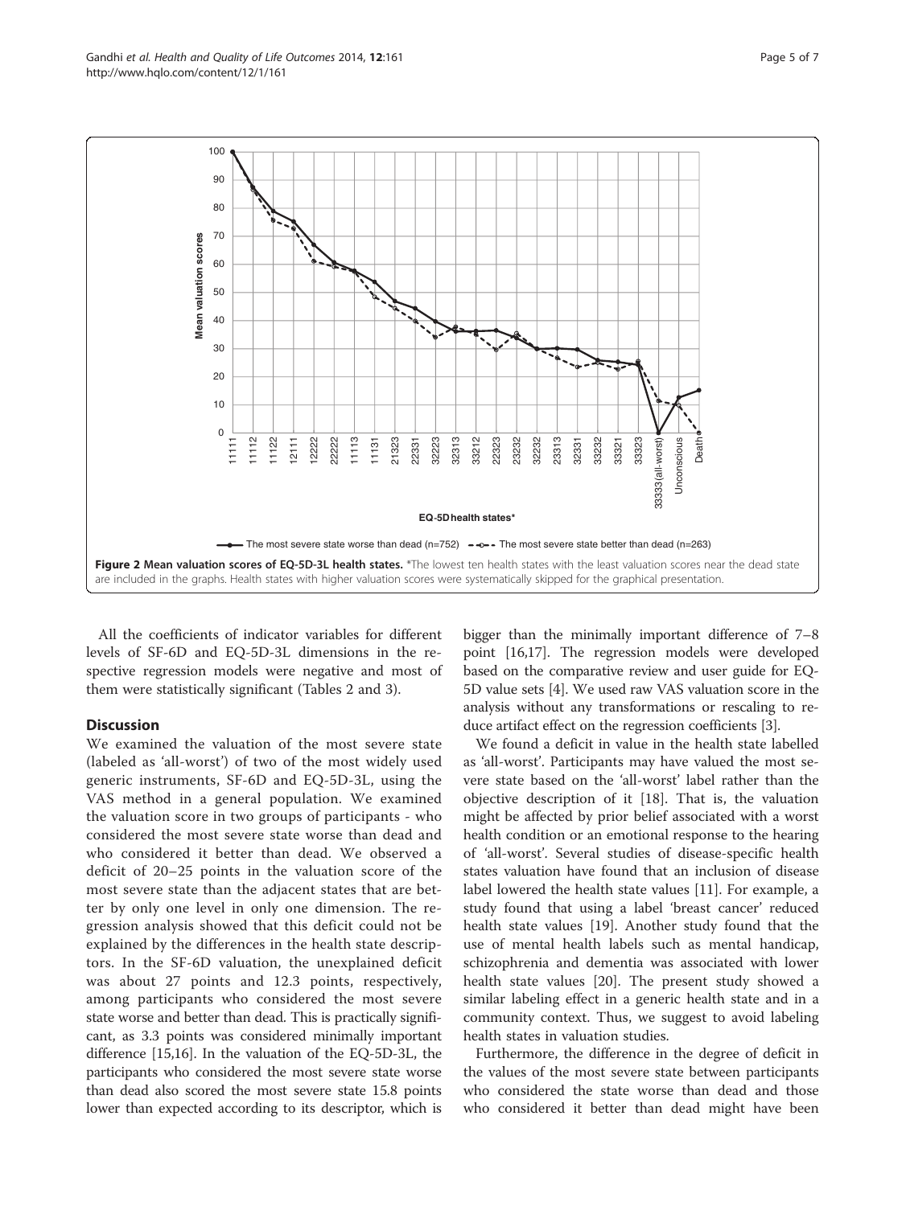**Figure 2 Mean valuation scores of EQ-5D-3L health states.** *The lowest ten health states with the least valuation scores near the dead state are included in the graphs. Health states with higher valuation scores were systematically skipped for the graphical presentation.

All the coefficients of indicator variables for different levels of SF-6D and EQ-5D-3L dimensions in the respective regression models were negative and most of them were statistically significant (Tables 2 and 3).

## Discussion

We examined the valuation of the most severe state (labeled as 'all-worst') of two of the most widely used generic instruments, SF-6D and EQ-5D-3L, using the VAS method in a general population. We examined the valuation score in two groups of participants - who considered the most severe state worse than dead and who considered it better than dead. We observed a deficit of 20–25 points in the valuation score of the most severe state than the adjacent states that are better by only one level in only one dimension. The regression analysis showed that this deficit could not be explained by the differences in the health state descriptors. In the SF-6D valuation, the unexplained deficit was about 27 points and 12.3 points, respectively, among participants who considered the most severe state worse and better than dead. This is practically significant, as 3.3 points was considered minimally important difference [15,16]. In the valuation of the EQ-5D-3L, the participants who considered the most severe state worse than dead also scored the most severe state 15.8 points lower than expected according to its descriptor, which is bigger than the minimally important difference of 7–8 point [16,17]. The regression models were developed based on the comparative review and user guide for EQ-5D value sets [4]. We used raw VAS valuation score in the analysis without any transformations or rescaling to reduce artifact effect on the regression coefficients [3].

We found a deficit in value in the health state labelled as 'all-worst'. Participants may have valued the most severe state based on the 'all-worst' label rather than the objective description of it [18]. That is, the valuation might be affected by prior belief associated with a worst health condition or an emotional response to the hearing of 'all-worst'. Several studies of disease-specific health states valuation have found that an inclusion of disease label lowered the health state values [11]. For example, a study found that using a label 'breast cancer' reduced health state values [19]. Another study found that the use of mental health labels such as mental handicap, schizophrenia and dementia was associated with lower health state values [20]. The present study showed a similar labeling effect in a generic health state and in a community context. Thus, we suggest to avoid labeling health states in valuation studies.

Furthermore, the difference in the degree of deficit in the values of the most severe state between participants who considered the state worse than dead and those who considered it better than dead might have been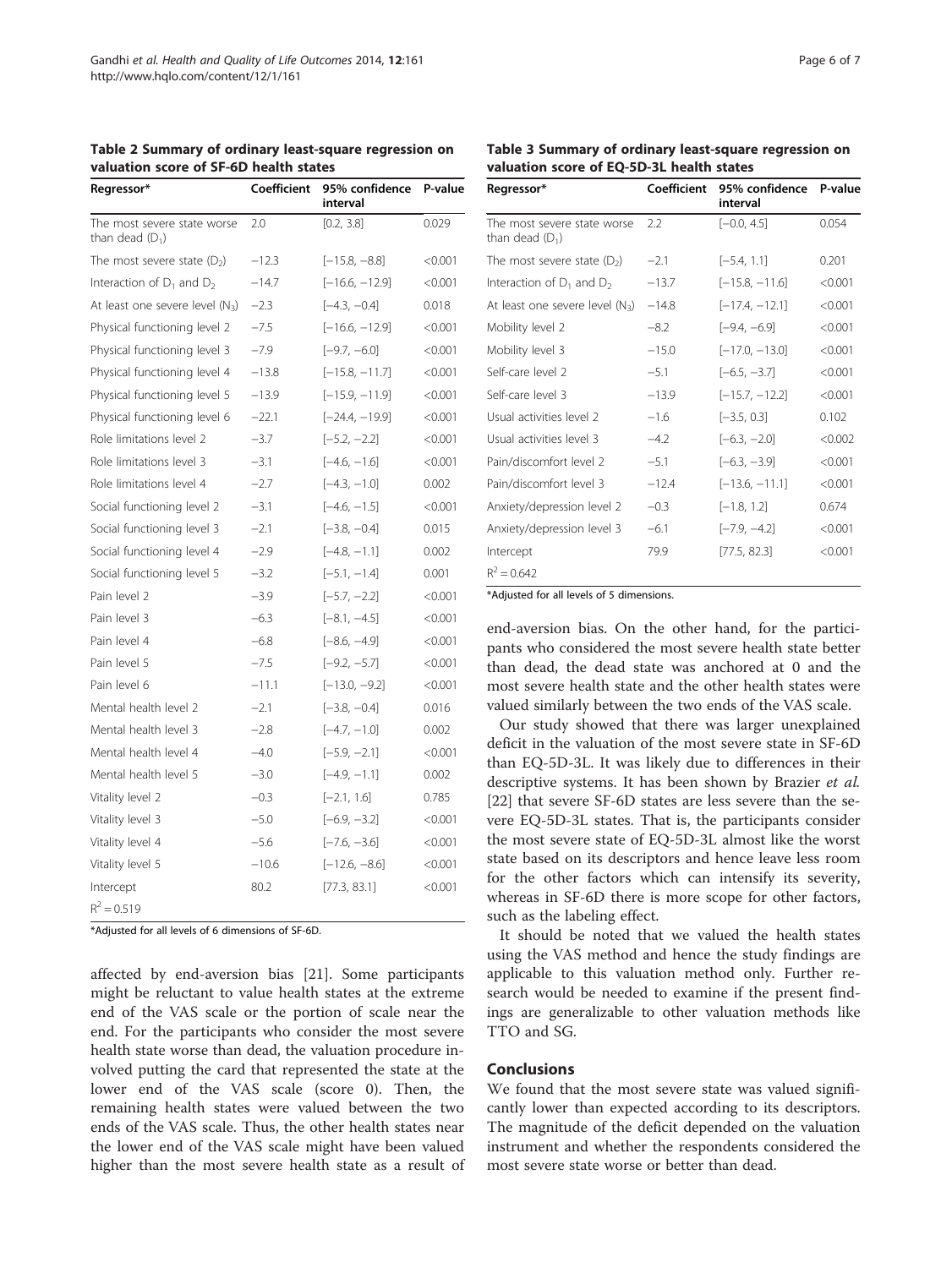**Table 2 Summary of ordinary least-square regression on valuation score of SF-6D health states**

| Regressor* | Coefficient | 95% confidence interval | P-value |
|---|---|---|---|
| The most severe state worse than dead ($D_1$) | 2.0 | [0.2, 3.8] | 0.029 |
| The most severe state ($D_2$) | −12.3 | [−15.8, −8.8] | <0.001 |
| Interaction of $D_1$ and $D_2$ | −14.7 | [−16.6, −12.9] | <0.001 |
| At least one severe level ($N_3$) | −2.3 | [−4.3, −0.4] | 0.018 |
| Physical functioning level 2 | −7.5 | [−16.6, −12.9] | <0.001 |
| Physical functioning level 3 | −7.9 | [−9.7, −6.0] | <0.001 |
| Physical functioning level 4 | −13.8 | [−15.8, −11.7] | <0.001 |
| Physical functioning level 5 | −13.9 | [−15.9, −11.9] | <0.001 |
| Physical functioning level 6 | −22.1 | [−24.4, −19.9] | <0.001 |
| Role limitations level 2 | −3.7 | [−5.2, −2.2] | <0.001 |
| Role limitations level 3 | −3.1 | [−4.6, −1.6] | <0.001 |
| Role limitations level 4 | −2.7 | [−4.3, −1.0] | 0.002 |
| Social functioning level 2 | −3.1 | [−4.6, −1.5] | <0.001 |
| Social functioning level 3 | −2.1 | [−3.8, −0.4] | 0.015 |
| Social functioning level 4 | −2.9 | [−4.8, −1.1] | 0.002 |
| Social functioning level 5 | −3.2 | [−5.1, −1.4] | 0.001 |
| Pain level 2 | −3.9 | [−5.7, −2.2] | <0.001 |
| Pain level 3 | −6.3 | [−8.1, −4.5] | <0.001 |
| Pain level 4 | −6.8 | [−8.6, −4.9] | <0.001 |
| Pain level 5 | −7.5 | [−9.2, −5.7] | <0.001 |
| Pain level 6 | −11.1 | [−13.0, −9.2] | <0.001 |
| Mental health level 2 | −2.1 | [−3.8, −0.4] | 0.016 |
| Mental health level 3 | −2.8 | [−4.7, −1.0] | 0.002 |
| Mental health level 4 | −4.0 | [−5.9, −2.1] | <0.001 |
| Mental health level 5 | −3.0 | [−4.9, −1.1] | 0.002 |
| Vitality level 2 | −0.3 | [−2.1, 1.6] | 0.785 |
| Vitality level 3 | −5.0 | [−6.9, −3.2] | <0.001 |
| Vitality level 4 | −5.6 | [−7.6, −3.6] | <0.001 |
| Vitality level 5 | −10.6 | [−12.6, −8.6] | <0.001 |
| Intercept | 80.2 | [77.3, 83.1] | <0.001 |
| $R^2 = 0.519$ | | | |

*Adjusted for all levels of 6 dimensions of SF-6D.

**Table 3 Summary of ordinary least-square regression on valuation score of EQ-5D-3L health states**

| Regressor* | Coefficient | 95% confidence interval | P-value |
|---|---|---|---|
| The most severe state worse than dead ($D_1$) | 2.2 | [−0.0, 4.5] | 0.054 |
| The most severe state ($D_2$) | −2.1 | [−5.4, 1.1] | 0.201 |
| Interaction of $D_1$ and $D_2$ | −13.7 | [−15.8, −11.6] | <0.001 |
| At least one severe level ($N_3$) | −14.8 | [−17.4, −12.1] | <0.001 |
| Mobility level 2 | −8.2 | [−9.4, −6.9] | <0.001 |
| Mobility level 3 | −15.0 | [−17.0, −13.0] | <0.001 |
| Self-care level 2 | −5.1 | [−6.5, −3.7] | <0.001 |
| Self-care level 3 | −13.9 | [−15.7, −12.2] | <0.001 |
| Usual activities level 2 | −1.6 | [−3.5, 0.3] | 0.102 |
| Usual activities level 3 | −4.2 | [−6.3, −2.0] | <0.002 |
| Pain/discomfort level 2 | −5.1 | [−6.3, −3.9] | <0.001 |
| Pain/discomfort level 3 | −12.4 | [−13.6, −11.1] | <0.001 |
| Anxiety/depression level 2 | −0.3 | [−1.8, 1.2] | 0.674 |
| Anxiety/depression level 3 | −6.1 | [−7.9, −4.2] | <0.001 |
| Intercept | 79.9 | [77.5, 82.3] | <0.001 |
| $R^2 = 0.642$ | | | |

*Adjusted for all levels of 5 dimensions.

affected by end-aversion bias [21]. Some participants might be reluctant to value health states at the extreme end of the VAS scale or the portion of scale near the end. For the participants who consider the most severe health state worse than dead, the valuation procedure involved putting the card that represented the state at the lower end of the VAS scale (score 0). Then, the remaining health states were valued between the two ends of the VAS scale. Thus, the other health states near the lower end of the VAS scale might have been valued higher than the most severe health state as a result of end-aversion bias. On the other hand, for the participants who considered the most severe health state better than dead, the dead state was anchored at 0 and the most severe health state and the other health states were valued similarly between the two ends of the VAS scale.

Our study showed that there was larger unexplained deficit in the valuation of the most severe state in SF-6D than EQ-5D-3L. It was likely due to differences in their descriptive systems. It has been shown by Brazier *et al.* [22] that severe SF-6D states are less severe than the severe EQ-5D-3L states. That is, the participants consider the most severe state of EQ-5D-3L almost like the worst state based on its descriptors and hence leave less room for the other factors which can intensify its severity, whereas in SF-6D there is more scope for other factors, such as the labeling effect.

It should be noted that we valued the health states using the VAS method and hence the study findings are applicable to this valuation method only. Further research would be needed to examine if the present findings are generalizable to other valuation methods like TTO and SG.

## Conclusions

We found that the most severe state was valued significantly lower than expected according to its descriptors. The magnitude of the deficit depended on the valuation instrument and whether the respondents considered the most severe state worse or better than dead.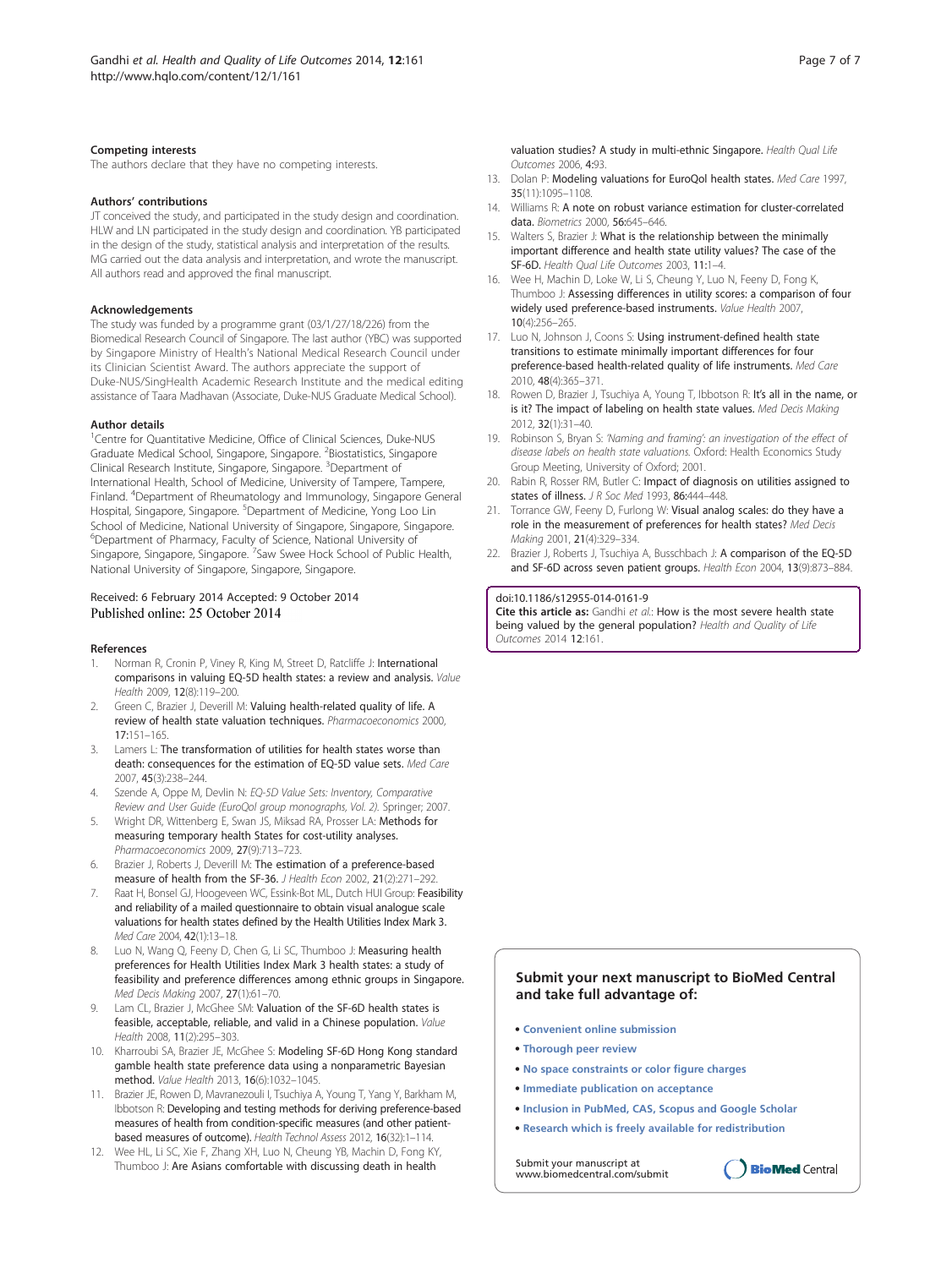### Competing interests

The authors declare that they have no competing interests.

### Authors' contributions

JT conceived the study, and participated in the study design and coordination. HLW and LN participated in the study design and coordination. YB participated in the design of the study, statistical analysis and interpretation of the results. MG carried out the data analysis and interpretation, and wrote the manuscript. All authors read and approved the final manuscript.

### Acknowledgements

The study was funded by a programme grant (03/1/27/18/226) from the Biomedical Research Council of Singapore. The last author (YBC) was supported by Singapore Ministry of Health's National Medical Research Council under its Clinician Scientist Award. The authors appreciate the support of Duke-NUS/SingHealth Academic Research Institute and the medical editing assistance of Taara Madhavan (Associate, Duke-NUS Graduate Medical School).

### Author details

[1]Centre for Quantitative Medicine, Office of Clinical Sciences, Duke-NUS Graduate Medical School, Singapore, Singapore. [2]Biostatistics, Singapore Clinical Research Institute, Singapore, Singapore. [3]Department of International Health, School of Medicine, University of Tampere, Tampere, Finland. [4]Department of Rheumatology and Immunology, Singapore General Hospital, Singapore, Singapore. [5]Department of Medicine, Yong Loo Lin School of Medicine, National University of Singapore, Singapore, Singapore. [6]Department of Pharmacy, Faculty of Science, National University of Singapore, Singapore, Singapore. [7]Saw Swee Hock School of Public Health, National University of Singapore, Singapore, Singapore.

Received: 6 February 2014 Accepted: 9 October 2014
Published online: 25 October 2014

### References

1. Norman R, Cronin P, Viney R, King M, Street D, Ratcliffe J: International comparisons in valuing EQ-5D health states: a review and analysis. *Value Health* 2009, **12**(8):119–200.
2. Green C, Brazier J, Deverill M: Valuing health-related quality of life. A review of health state valuation techniques. *Pharmacoeconomics* 2000, **17**:151–165.
3. Lamers L: The transformation of utilities for health states worse than death: consequences for the estimation of EQ-5D value sets. *Med Care* 2007, **45**(3):238–244.
4. Szende A, Oppe M, Devlin N: *EQ-5D Value Sets: Inventory, Comparative Review and User Guide (EuroQol group monographs, Vol. 2)*. Springer; 2007.
5. Wright DR, Wittenberg E, Swan JS, Miksad RA, Prosser LA: Methods for measuring temporary health States for cost-utility analyses. *Pharmacoeconomics* 2009, **27**(9):713–723.
6. Brazier J, Roberts J, Deverill M: The estimation of a preference-based measure of health from the SF-36. *J Health Econ* 2002, **21**(2):271–292.
7. Raat H, Bonsel GJ, Hoogeveen WC, Essink-Bot ML, Dutch HUI Group: Feasibility and reliability of a mailed questionnaire to obtain visual analogue scale valuations for health states defined by the Health Utilities Index Mark 3. *Med Care* 2004, **42**(1):13–18.
8. Luo N, Wang Q, Feeny D, Chen G, Li SC, Thumboo J: Measuring health preferences for Health Utilities Index Mark 3 health states: a study of feasibility and preference differences among ethnic groups in Singapore. *Med Decis Making* 2007, **27**(1):61–70.
9. Lam CL, Brazier J, McGhee SM: Valuation of the SF-6D health states is feasible, acceptable, reliable, and valid in a Chinese population. *Value Health* 2008, **11**(2):295–303.
10. Kharroubi SA, Brazier JE, McGhee S: Modeling SF-6D Hong Kong standard gamble health state preference data using a nonparametric Bayesian method. *Value Health* 2013, **16**(6):1032–1045.
11. Brazier JE, Rowen D, Mavranezouli I, Tsuchiya A, Young T, Yang Y, Barkham M, Ibbotson R: Developing and testing methods for deriving preference-based measures of health from condition-specific measures (and other patient-based measures of outcome). *Health Technol Assess* 2012, **16**(32):1–114.
12. Wee HL, Li SC, Xie F, Zhang XH, Luo N, Cheung YB, Machin D, Fong KY, Thumboo J: Are Asians comfortable with discussing death in health valuation studies? A study in multi-ethnic Singapore. *Health Qual Life Outcomes* 2006, **4**:93.
13. Dolan P: Modeling valuations for EuroQol health states. *Med Care* 1997, **35**(11):1095–1108.
14. Williams R: A note on robust variance estimation for cluster-correlated data. *Biometrics* 2000, **56**:645–646.
15. Walters S, Brazier J: What is the relationship between the minimally important difference and health state utility values? The case of the SF-6D. *Health Qual Life Outcomes* 2003, **11**:1–4.
16. Wee H, Machin D, Loke W, Li S, Cheung Y, Luo N, Feeny D, Fong K, Thumboo J: Assessing differences in utility scores: a comparison of four widely used preference-based instruments. *Value Health* 2007, **10**(4):256–265.
17. Luo N, Johnson J, Coons S: Using instrument-defined health state transitions to estimate minimally important differences for four preference-based health-related quality of life instruments. *Med Care* 2010, **48**(4):365–371.
18. Rowen D, Brazier J, Tsuchiya A, Young T, Ibbotson R: It's all in the name, or is it? The impact of labeling on health state values. *Med Decis Making* 2012, **32**(1):31–40.
19. Robinson S, Bryan S: *'Naming and framing': an investigation of the effect of disease labels on health state valuations.* Oxford: Health Economics Study Group Meeting, University of Oxford; 2001.
20. Rabin R, Rosser RM, Butler C: Impact of diagnosis on utilities assigned to states of illness. *J R Soc Med* 1993, **86**:444–448.
21. Torrance GW, Feeny D, Furlong W: Visual analog scales: do they have a role in the measurement of preferences for health states? *Med Decis Making* 2001, **21**(4):329–334.
22. Brazier J, Roberts J, Tsuchiya A, Busschbach J: A comparison of the EQ-5D and SF-6D across seven patient groups. *Health Econ* 2004, **13**(9):873–884.

doi:10.1186/s12955-014-0161-9
**Cite this article as:** Gandhi *et al.*: How is the most severe health state being valued by the general population? *Health and Quality of Life Outcomes* 2014 **12**:161.

**Submit your next manuscript to BioMed Central and take full advantage of:**

- Convenient online submission
- Thorough peer review
- No space constraints or color figure charges
- Immediate publication on acceptance
- Inclusion in PubMed, CAS, Scopus and Google Scholar
- Research which is freely available for redistribution

Submit your manuscript at
www.biomedcentral.com/submit